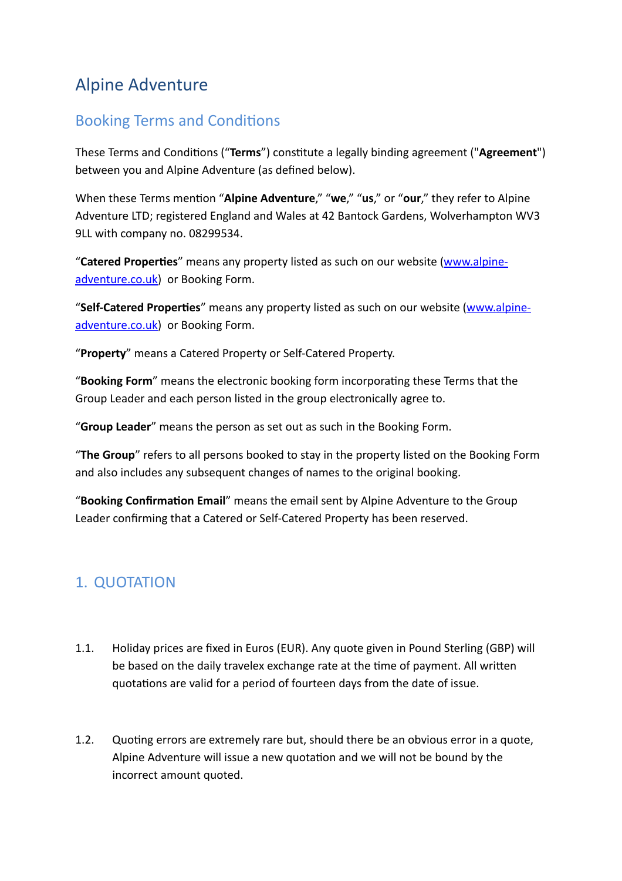# Alpine Adventure

## Booking Terms and Conditions

These Terms and Conditions ("**Terms**") constitute a legally binding agreement ("**Agreement**") between you and Alpine Adventure (as defined below).

When these Terms mention "**Alpine Adventure**," "**we**," "**us**," or "**our**," they refer to Alpine Adventure LTD; registered England and Wales at 42 Bantock Gardens, Wolverhampton WV3 9LL with company no. 08299534.

"**Catered Properties**" means any property listed as such on our website (www.alpine-adventure.co.uk) or Booking Form.

"**Self-Catered Properties**" means any property listed as such on our website (www.alpine-adventure.co.uk) or Booking Form.

"**Property**" means a Catered Property or Self-Catered Property.

"**Booking Form**" means the electronic booking form incorporating these Terms that the Group Leader and each person listed in the group electronically agree to.

"**Group Leader**" means the person as set out as such in the Booking Form.

"**The Group**" refers to all persons booked to stay in the property listed on the Booking Form and also includes any subsequent changes of names to the original booking.

"**Booking Confirmation Email**" means the email sent by Alpine Adventure to the Group Leader confirming that a Catered or Self-Catered Property has been reserved.

## 1. QUOTATION

1.1. Holiday prices are fixed in Euros (EUR). Any quote given in Pound Sterling (GBP) will be based on the daily travelex exchange rate at the time of payment. All written quotations are valid for a period of fourteen days from the date of issue.

1.2. Quoting errors are extremely rare but, should there be an obvious error in a quote, Alpine Adventure will issue a new quotation and we will not be bound by the incorrect amount quoted.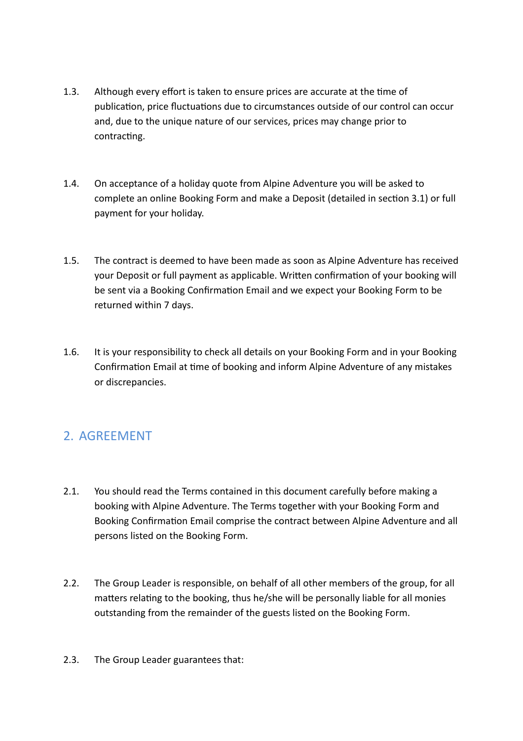1.3. Although every effort is taken to ensure prices are accurate at the time of publication, price fluctuations due to circumstances outside of our control can occur and, due to the unique nature of our services, prices may change prior to contracting.

1.4. On acceptance of a holiday quote from Alpine Adventure you will be asked to complete an online Booking Form and make a Deposit (detailed in section 3.1) or full payment for your holiday.

1.5. The contract is deemed to have been made as soon as Alpine Adventure has received your Deposit or full payment as applicable. Written confirmation of your booking will be sent via a Booking Confirmation Email and we expect your Booking Form to be returned within 7 days.

1.6. It is your responsibility to check all details on your Booking Form and in your Booking Confirmation Email at time of booking and inform Alpine Adventure of any mistakes or discrepancies.

## 2. AGREEMENT

2.1. You should read the Terms contained in this document carefully before making a booking with Alpine Adventure. The Terms together with your Booking Form and Booking Confirmation Email comprise the contract between Alpine Adventure and all persons listed on the Booking Form.

2.2. The Group Leader is responsible, on behalf of all other members of the group, for all matters relating to the booking, thus he/she will be personally liable for all monies outstanding from the remainder of the guests listed on the Booking Form.

2.3. The Group Leader guarantees that: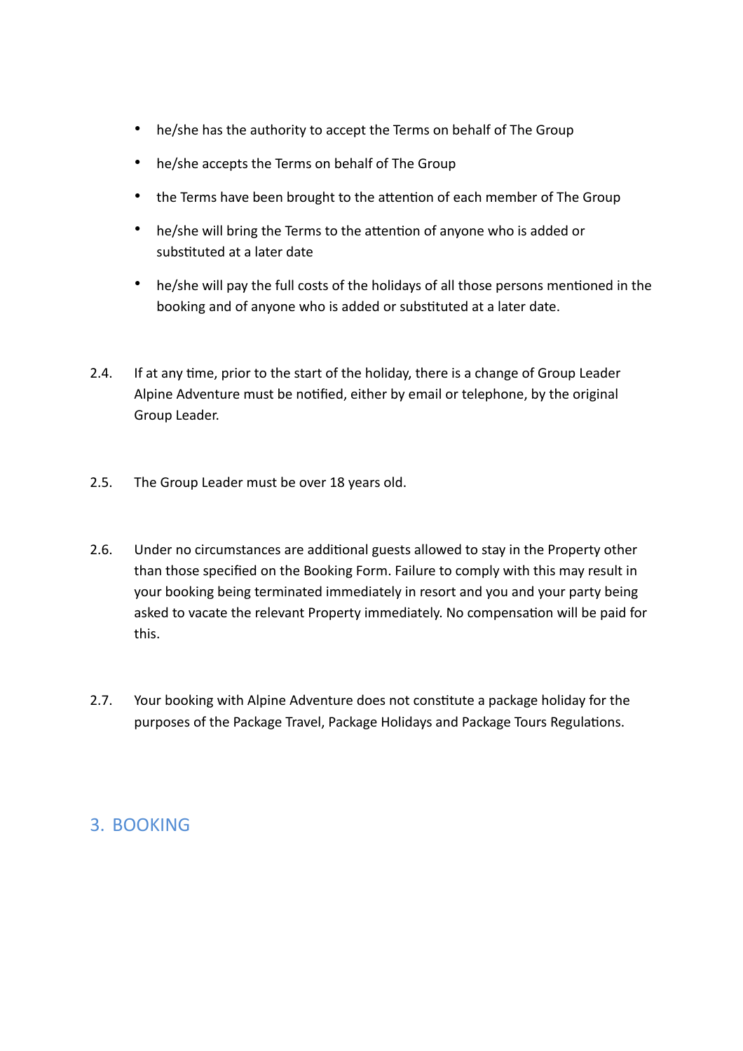- he/she has the authority to accept the Terms on behalf of The Group
- he/she accepts the Terms on behalf of The Group
- the Terms have been brought to the attention of each member of The Group
- he/she will bring the Terms to the attention of anyone who is added or substituted at a later date
- he/she will pay the full costs of the holidays of all those persons mentioned in the booking and of anyone who is added or substituted at a later date.

2.4. If at any time, prior to the start of the holiday, there is a change of Group Leader Alpine Adventure must be notified, either by email or telephone, by the original Group Leader.

2.5. The Group Leader must be over 18 years old.

2.6. Under no circumstances are additional guests allowed to stay in the Property other than those specified on the Booking Form. Failure to comply with this may result in your booking being terminated immediately in resort and you and your party being asked to vacate the relevant Property immediately. No compensation will be paid for this.

2.7. Your booking with Alpine Adventure does not constitute a package holiday for the purposes of the Package Travel, Package Holidays and Package Tours Regulations.

## 3. BOOKING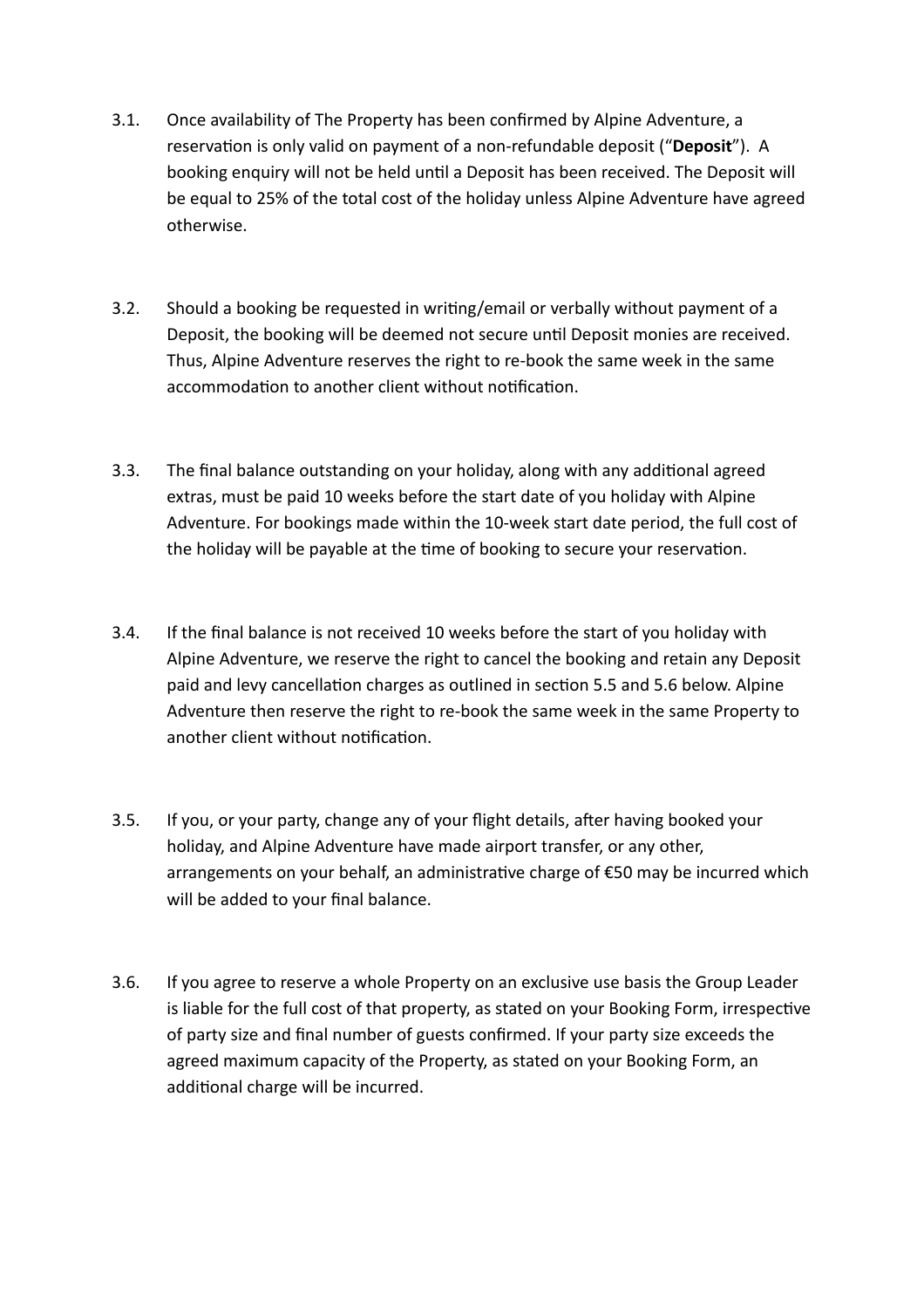3.1. Once availability of The Property has been confirmed by Alpine Adventure, a reservation is only valid on payment of a non-refundable deposit ("**Deposit**"). A booking enquiry will not be held until a Deposit has been received. The Deposit will be equal to 25% of the total cost of the holiday unless Alpine Adventure have agreed otherwise.

3.2. Should a booking be requested in writing/email or verbally without payment of a Deposit, the booking will be deemed not secure until Deposit monies are received. Thus, Alpine Adventure reserves the right to re-book the same week in the same accommodation to another client without notification.

3.3. The final balance outstanding on your holiday, along with any additional agreed extras, must be paid 10 weeks before the start date of you holiday with Alpine Adventure. For bookings made within the 10-week start date period, the full cost of the holiday will be payable at the time of booking to secure your reservation.

3.4. If the final balance is not received 10 weeks before the start of you holiday with Alpine Adventure, we reserve the right to cancel the booking and retain any Deposit paid and levy cancellation charges as outlined in section 5.5 and 5.6 below. Alpine Adventure then reserve the right to re-book the same week in the same Property to another client without notification.

3.5. If you, or your party, change any of your flight details, after having booked your holiday, and Alpine Adventure have made airport transfer, or any other, arrangements on your behalf, an administrative charge of €50 may be incurred which will be added to your final balance.

3.6. If you agree to reserve a whole Property on an exclusive use basis the Group Leader is liable for the full cost of that property, as stated on your Booking Form, irrespective of party size and final number of guests confirmed. If your party size exceeds the agreed maximum capacity of the Property, as stated on your Booking Form, an additional charge will be incurred.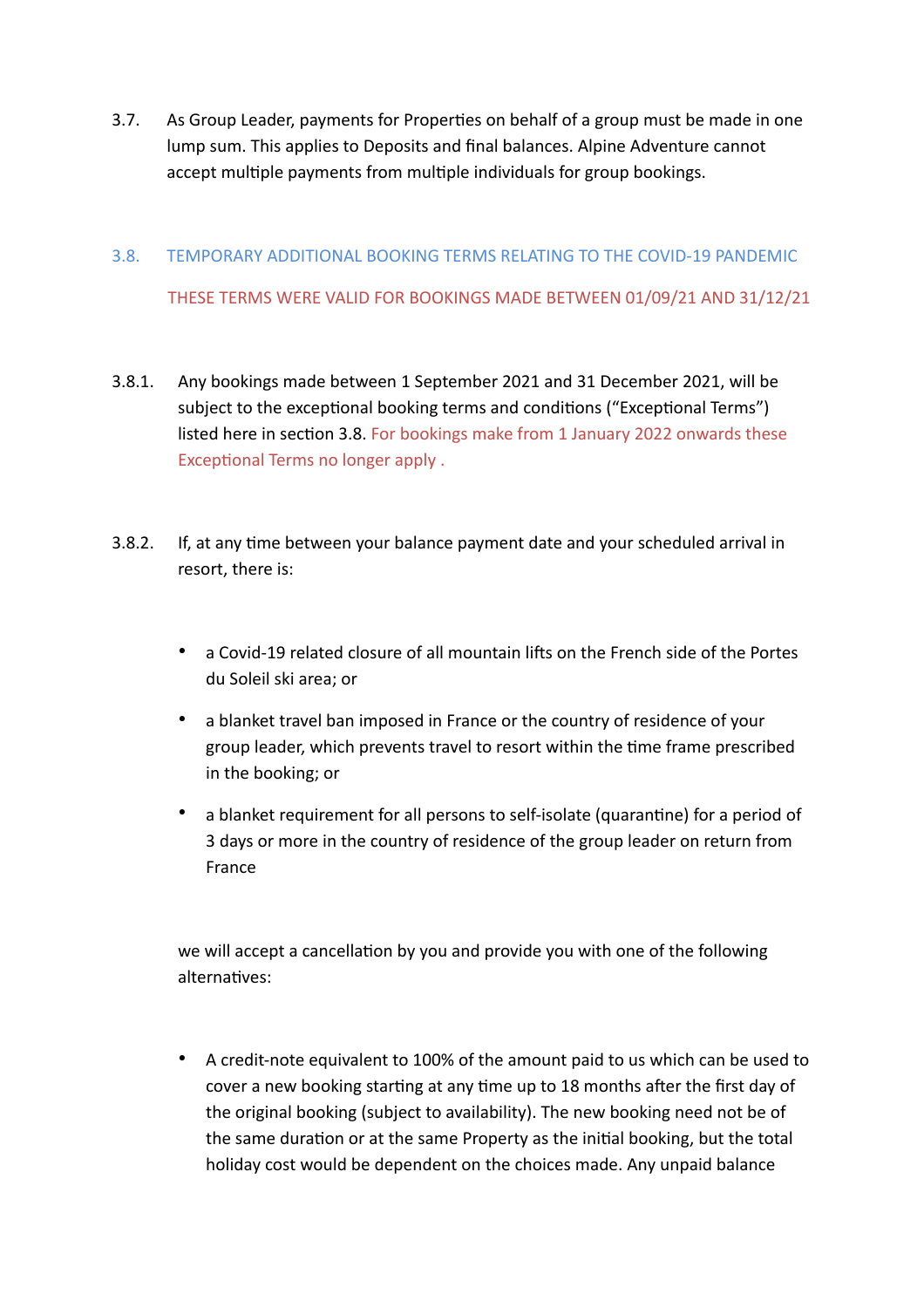3.7. As Group Leader, payments for Properties on behalf of a group must be made in one lump sum. This applies to Deposits and final balances. Alpine Adventure cannot accept multiple payments from multiple individuals for group bookings.

### 3.8. TEMPORARY ADDITIONAL BOOKING TERMS RELATING TO THE COVID-19 PANDEMIC

THESE TERMS WERE VALID FOR BOOKINGS MADE BETWEEN 01/09/21 AND 31/12/21

3.8.1. Any bookings made between 1 September 2021 and 31 December 2021, will be subject to the exceptional booking terms and conditions ("Exceptional Terms") listed here in section 3.8. For bookings make from 1 January 2022 onwards these Exceptional Terms no longer apply .

3.8.2. If, at any time between your balance payment date and your scheduled arrival in resort, there is:

- a Covid-19 related closure of all mountain lifts on the French side of the Portes du Soleil ski area; or
- a blanket travel ban imposed in France or the country of residence of your group leader, which prevents travel to resort within the time frame prescribed in the booking; or
- a blanket requirement for all persons to self-isolate (quarantine) for a period of 3 days or more in the country of residence of the group leader on return from France

we will accept a cancellation by you and provide you with one of the following alternatives:

- A credit-note equivalent to 100% of the amount paid to us which can be used to cover a new booking starting at any time up to 18 months after the first day of the original booking (subject to availability). The new booking need not be of the same duration or at the same Property as the initial booking, but the total holiday cost would be dependent on the choices made. Any unpaid balance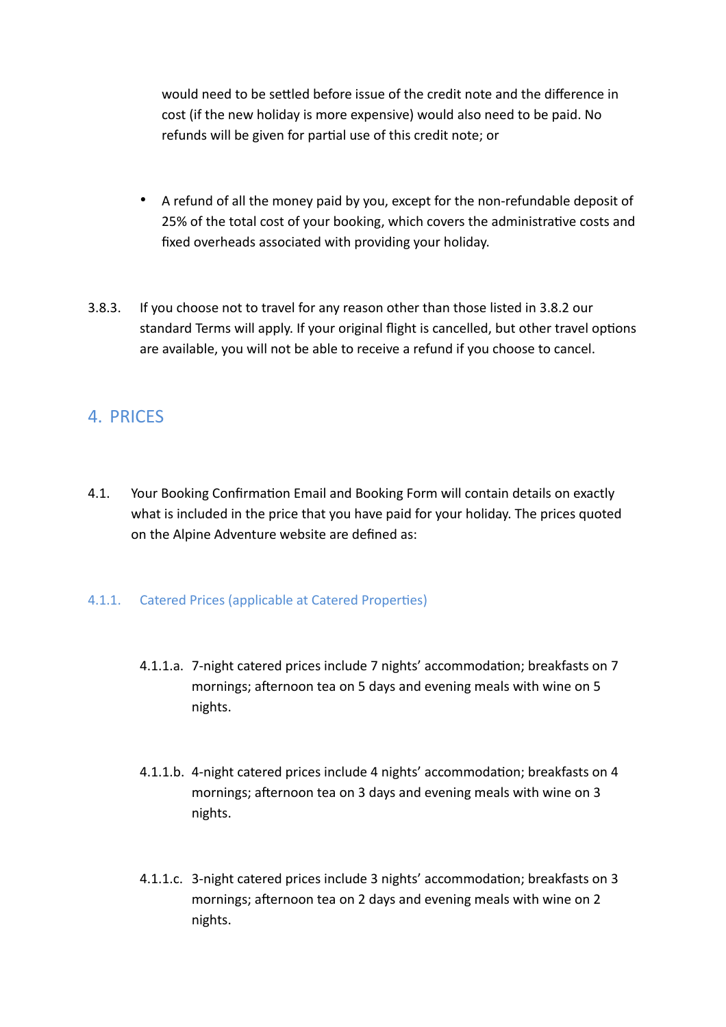would need to be settled before issue of the credit note and the difference in cost (if the new holiday is more expensive) would also need to be paid. No refunds will be given for partial use of this credit note; or

- A refund of all the money paid by you, except for the non-refundable deposit of 25% of the total cost of your booking, which covers the administrative costs and fixed overheads associated with providing your holiday.

3.8.3. If you choose not to travel for any reason other than those listed in 3.8.2 our standard Terms will apply. If your original flight is cancelled, but other travel options are available, you will not be able to receive a refund if you choose to cancel.

## 4. PRICES

4.1. Your Booking Confirmation Email and Booking Form will contain details on exactly what is included in the price that you have paid for your holiday. The prices quoted on the Alpine Adventure website are defined as:

### 4.1.1. Catered Prices (applicable at Catered Properties)

4.1.1.a. 7-night catered prices include 7 nights' accommodation; breakfasts on 7 mornings; afternoon tea on 5 days and evening meals with wine on 5 nights.

4.1.1.b. 4-night catered prices include 4 nights' accommodation; breakfasts on 4 mornings; afternoon tea on 3 days and evening meals with wine on 3 nights.

4.1.1.c. 3-night catered prices include 3 nights' accommodation; breakfasts on 3 mornings; afternoon tea on 2 days and evening meals with wine on 2 nights.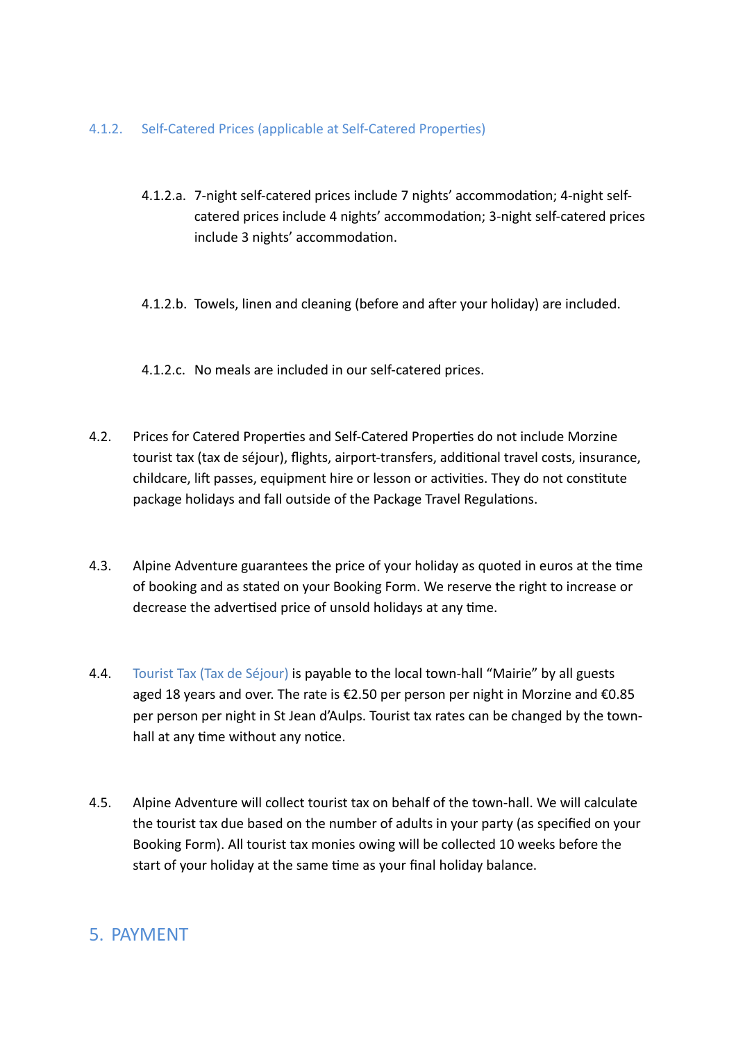#### 4.1.2. Self-Catered Prices (applicable at Self-Catered Properties)

4.1.2.a. 7-night self-catered prices include 7 nights' accommodation; 4-night self-catered prices include 4 nights' accommodation; 3-night self-catered prices include 3 nights' accommodation.

4.1.2.b. Towels, linen and cleaning (before and after your holiday) are included.

4.1.2.c. No meals are included in our self-catered prices.

4.2. Prices for Catered Properties and Self-Catered Properties do not include Morzine tourist tax (tax de séjour), flights, airport-transfers, additional travel costs, insurance, childcare, lift passes, equipment hire or lesson or activities. They do not constitute package holidays and fall outside of the Package Travel Regulations.

4.3. Alpine Adventure guarantees the price of your holiday as quoted in euros at the time of booking and as stated on your Booking Form. We reserve the right to increase or decrease the advertised price of unsold holidays at any time.

4.4. Tourist Tax (Tax de Séjour) is payable to the local town-hall "Mairie" by all guests aged 18 years and over. The rate is €2.50 per person per night in Morzine and €0.85 per person per night in St Jean d'Aulps. Tourist tax rates can be changed by the town-hall at any time without any notice.

4.5. Alpine Adventure will collect tourist tax on behalf of the town-hall. We will calculate the tourist tax due based on the number of adults in your party (as specified on your Booking Form). All tourist tax monies owing will be collected 10 weeks before the start of your holiday at the same time as your final holiday balance.

## 5. PAYMENT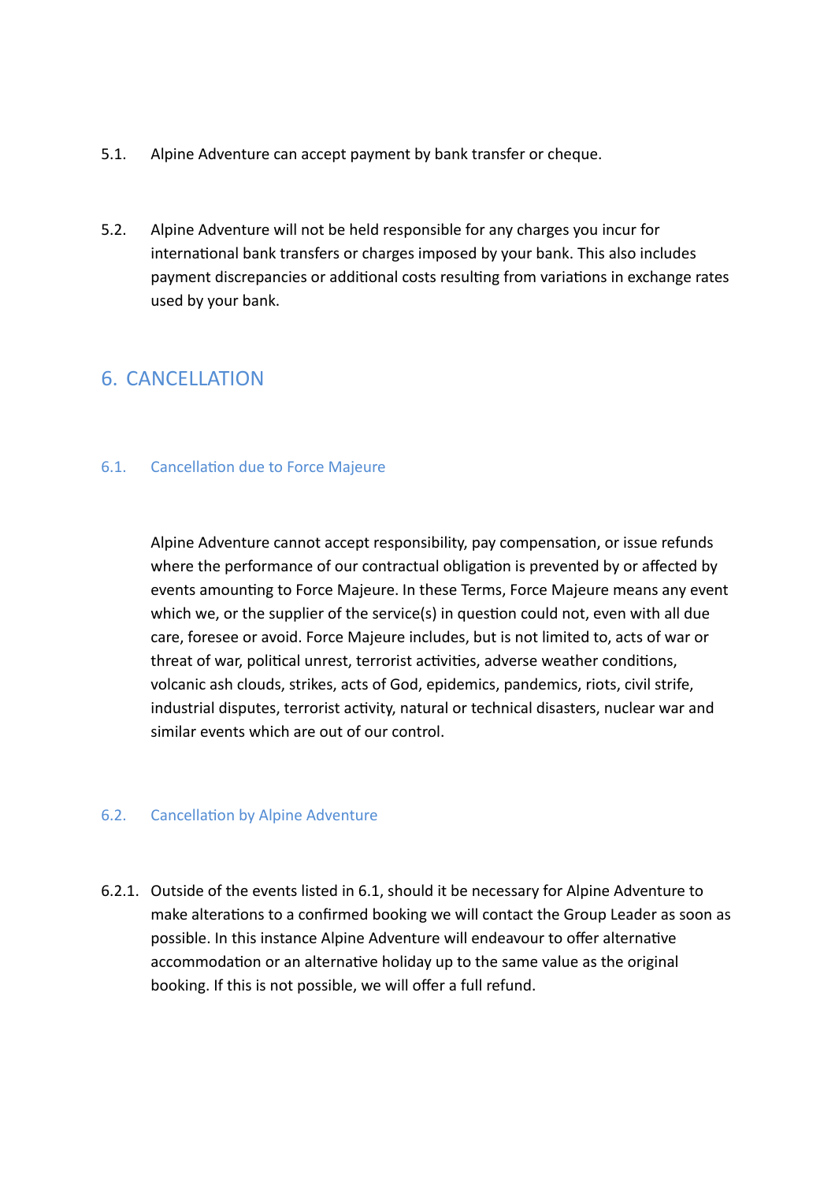5.1. Alpine Adventure can accept payment by bank transfer or cheque.

5.2. Alpine Adventure will not be held responsible for any charges you incur for international bank transfers or charges imposed by your bank. This also includes payment discrepancies or additional costs resulting from variations in exchange rates used by your bank.

## 6. CANCELLATION

### 6.1. Cancellation due to Force Majeure

Alpine Adventure cannot accept responsibility, pay compensation, or issue refunds where the performance of our contractual obligation is prevented by or affected by events amounting to Force Majeure. In these Terms, Force Majeure means any event which we, or the supplier of the service(s) in question could not, even with all due care, foresee or avoid. Force Majeure includes, but is not limited to, acts of war or threat of war, political unrest, terrorist activities, adverse weather conditions, volcanic ash clouds, strikes, acts of God, epidemics, pandemics, riots, civil strife, industrial disputes, terrorist activity, natural or technical disasters, nuclear war and similar events which are out of our control.

### 6.2. Cancellation by Alpine Adventure

6.2.1. Outside of the events listed in 6.1, should it be necessary for Alpine Adventure to make alterations to a confirmed booking we will contact the Group Leader as soon as possible. In this instance Alpine Adventure will endeavour to offer alternative accommodation or an alternative holiday up to the same value as the original booking. If this is not possible, we will offer a full refund.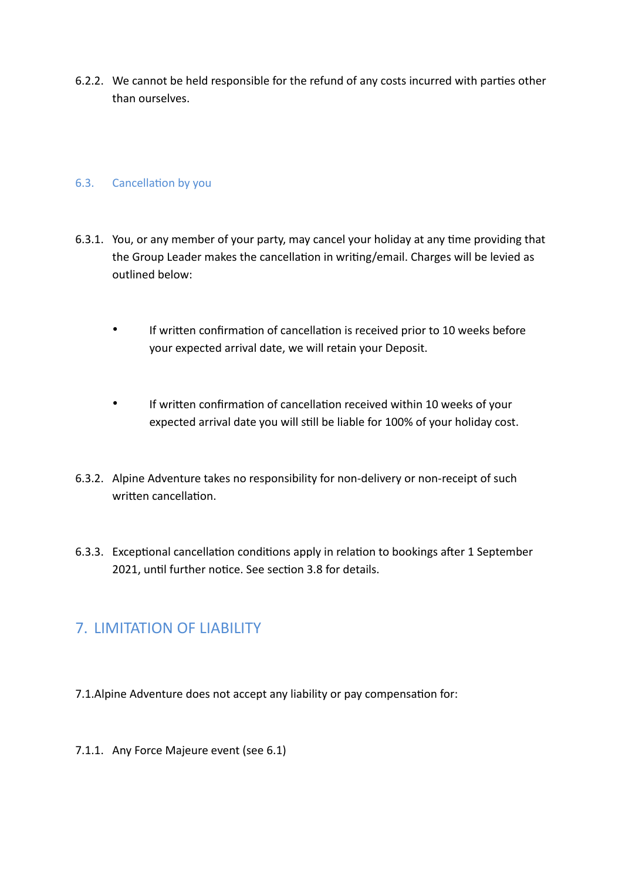6.2.2. We cannot be held responsible for the refund of any costs incurred with parties other than ourselves.

### 6.3. Cancellation by you

6.3.1. You, or any member of your party, may cancel your holiday at any time providing that the Group Leader makes the cancellation in writing/email. Charges will be levied as outlined below:

- If written confirmation of cancellation is received prior to 10 weeks before your expected arrival date, we will retain your Deposit.
- If written confirmation of cancellation received within 10 weeks of your expected arrival date you will still be liable for 100% of your holiday cost.

6.3.2. Alpine Adventure takes no responsibility for non-delivery or non-receipt of such written cancellation.

6.3.3. Exceptional cancellation conditions apply in relation to bookings after 1 September 2021, until further notice. See section 3.8 for details.

## 7. LIMITATION OF LIABILITY

7.1.Alpine Adventure does not accept any liability or pay compensation for:

7.1.1. Any Force Majeure event (see 6.1)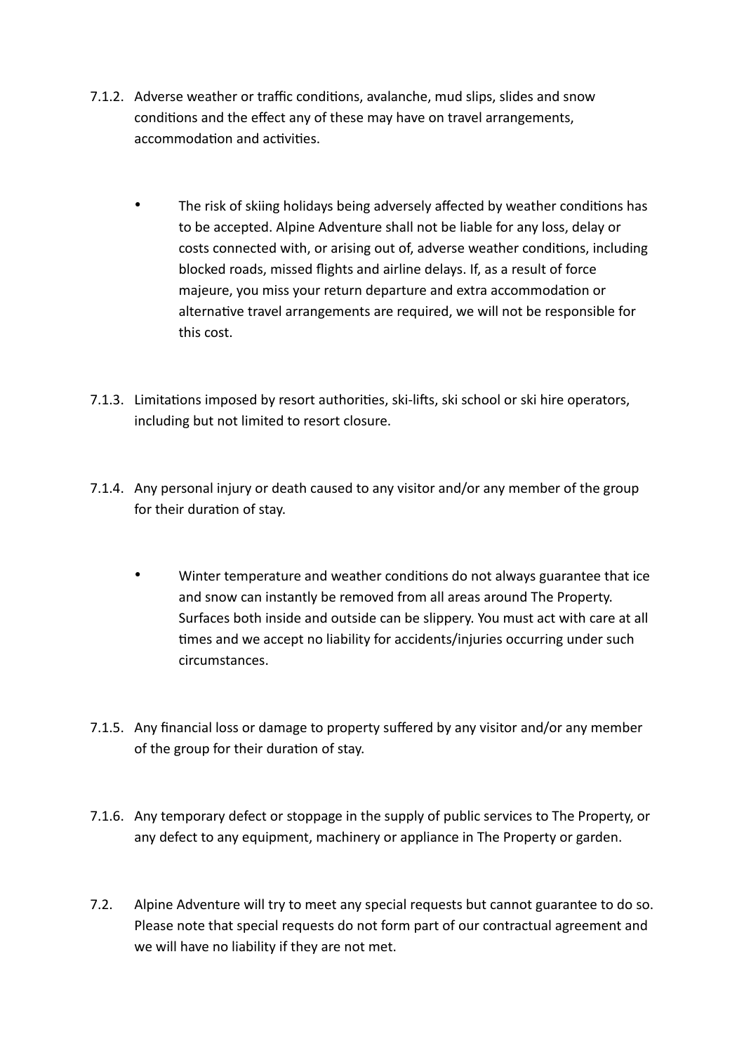7.1.2. Adverse weather or traffic conditions, avalanche, mud slips, slides and snow conditions and the effect any of these may have on travel arrangements, accommodation and activities.

- The risk of skiing holidays being adversely affected by weather conditions has to be accepted. Alpine Adventure shall not be liable for any loss, delay or costs connected with, or arising out of, adverse weather conditions, including blocked roads, missed flights and airline delays. If, as a result of force majeure, you miss your return departure and extra accommodation or alternative travel arrangements are required, we will not be responsible for this cost.

7.1.3. Limitations imposed by resort authorities, ski-lifts, ski school or ski hire operators, including but not limited to resort closure.

7.1.4. Any personal injury or death caused to any visitor and/or any member of the group for their duration of stay.

- Winter temperature and weather conditions do not always guarantee that ice and snow can instantly be removed from all areas around The Property. Surfaces both inside and outside can be slippery. You must act with care at all times and we accept no liability for accidents/injuries occurring under such circumstances.

7.1.5. Any financial loss or damage to property suffered by any visitor and/or any member of the group for their duration of stay.

7.1.6. Any temporary defect or stoppage in the supply of public services to The Property, or any defect to any equipment, machinery or appliance in The Property or garden.

7.2. Alpine Adventure will try to meet any special requests but cannot guarantee to do so. Please note that special requests do not form part of our contractual agreement and we will have no liability if they are not met.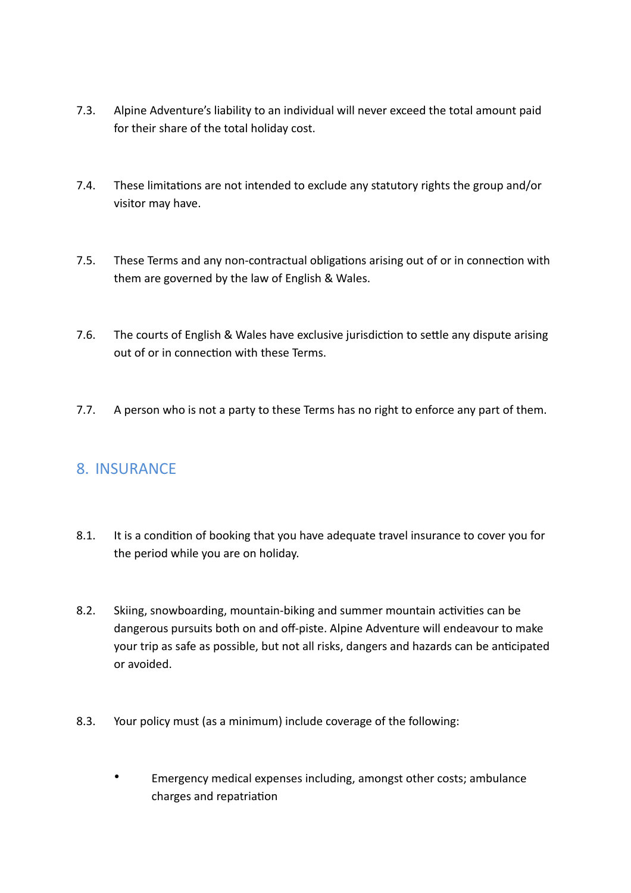7.3. Alpine Adventure's liability to an individual will never exceed the total amount paid for their share of the total holiday cost.

7.4. These limitations are not intended to exclude any statutory rights the group and/or visitor may have.

7.5. These Terms and any non-contractual obligations arising out of or in connection with them are governed by the law of English & Wales.

7.6. The courts of English & Wales have exclusive jurisdiction to settle any dispute arising out of or in connection with these Terms.

7.7. A person who is not a party to these Terms has no right to enforce any part of them.

## 8. INSURANCE

8.1. It is a condition of booking that you have adequate travel insurance to cover you for the period while you are on holiday.

8.2. Skiing, snowboarding, mountain-biking and summer mountain activities can be dangerous pursuits both on and off-piste. Alpine Adventure will endeavour to make your trip as safe as possible, but not all risks, dangers and hazards can be anticipated or avoided.

8.3. Your policy must (as a minimum) include coverage of the following:

- Emergency medical expenses including, amongst other costs; ambulance charges and repatriation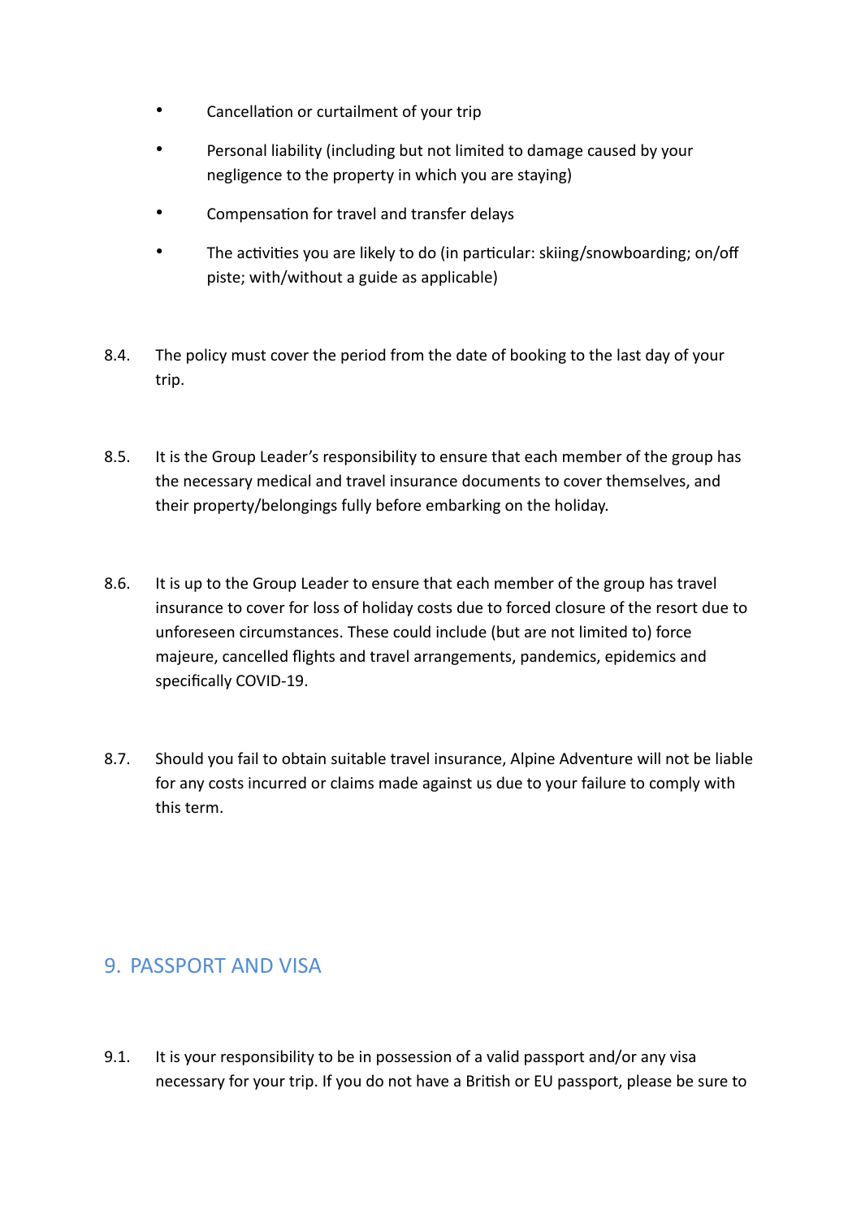- Cancellation or curtailment of your trip
- Personal liability (including but not limited to damage caused by your negligence to the property in which you are staying)
- Compensation for travel and transfer delays
- The activities you are likely to do (in particular: skiing/snowboarding; on/off piste; with/without a guide as applicable)

8.4. The policy must cover the period from the date of booking to the last day of your trip.

8.5. It is the Group Leader's responsibility to ensure that each member of the group has the necessary medical and travel insurance documents to cover themselves, and their property/belongings fully before embarking on the holiday.

8.6. It is up to the Group Leader to ensure that each member of the group has travel insurance to cover for loss of holiday costs due to forced closure of the resort due to unforeseen circumstances. These could include (but are not limited to) force majeure, cancelled flights and travel arrangements, pandemics, epidemics and specifically COVID-19.

8.7. Should you fail to obtain suitable travel insurance, Alpine Adventure will not be liable for any costs incurred or claims made against us due to your failure to comply with this term.

## 9. PASSPORT AND VISA

9.1. It is your responsibility to be in possession of a valid passport and/or any visa necessary for your trip. If you do not have a British or EU passport, please be sure to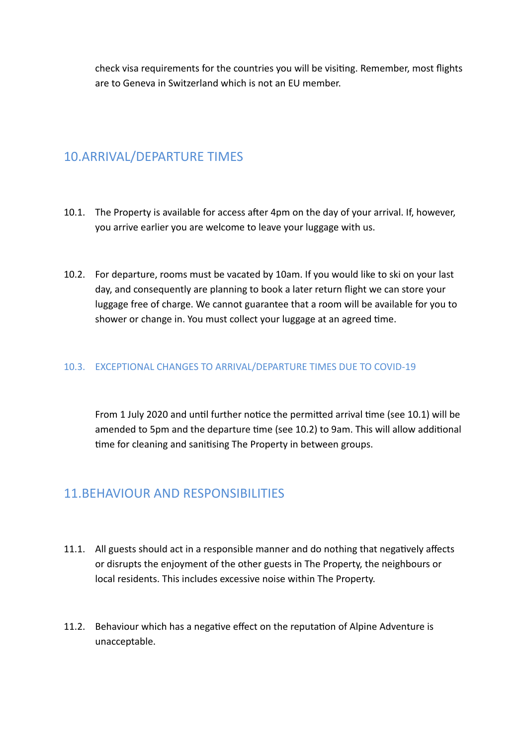check visa requirements for the countries you will be visiting. Remember, most flights are to Geneva in Switzerland which is not an EU member.

## 10.ARRIVAL/DEPARTURE TIMES

10.1. The Property is available for access after 4pm on the day of your arrival. If, however, you arrive earlier you are welcome to leave your luggage with us.

10.2. For departure, rooms must be vacated by 10am. If you would like to ski on your last day, and consequently are planning to book a later return flight we can store your luggage free of charge. We cannot guarantee that a room will be available for you to shower or change in. You must collect your luggage at an agreed time.

### 10.3. EXCEPTIONAL CHANGES TO ARRIVAL/DEPARTURE TIMES DUE TO COVID-19

From 1 July 2020 and until further notice the permitted arrival time (see 10.1) will be amended to 5pm and the departure time (see 10.2) to 9am. This will allow additional time for cleaning and sanitising The Property in between groups.

## 11.BEHAVIOUR AND RESPONSIBILITIES

11.1. All guests should act in a responsible manner and do nothing that negatively affects or disrupts the enjoyment of the other guests in The Property, the neighbours or local residents. This includes excessive noise within The Property.

11.2. Behaviour which has a negative effect on the reputation of Alpine Adventure is unacceptable.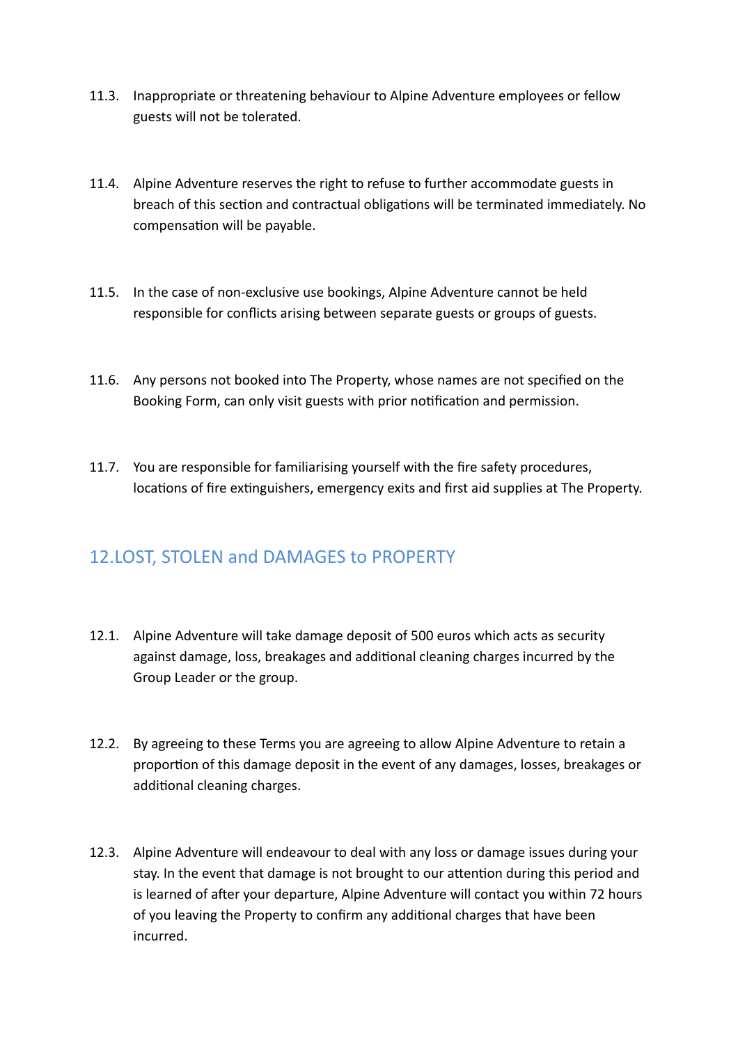11.3. Inappropriate or threatening behaviour to Alpine Adventure employees or fellow guests will not be tolerated.

11.4. Alpine Adventure reserves the right to refuse to further accommodate guests in breach of this section and contractual obligations will be terminated immediately. No compensation will be payable.

11.5. In the case of non-exclusive use bookings, Alpine Adventure cannot be held responsible for conflicts arising between separate guests or groups of guests.

11.6. Any persons not booked into The Property, whose names are not specified on the Booking Form, can only visit guests with prior notification and permission.

11.7. You are responsible for familiarising yourself with the fire safety procedures, locations of fire extinguishers, emergency exits and first aid supplies at The Property.

## 12.LOST, STOLEN and DAMAGES to PROPERTY

12.1. Alpine Adventure will take damage deposit of 500 euros which acts as security against damage, loss, breakages and additional cleaning charges incurred by the Group Leader or the group.

12.2. By agreeing to these Terms you are agreeing to allow Alpine Adventure to retain a proportion of this damage deposit in the event of any damages, losses, breakages or additional cleaning charges.

12.3. Alpine Adventure will endeavour to deal with any loss or damage issues during your stay. In the event that damage is not brought to our attention during this period and is learned of after your departure, Alpine Adventure will contact you within 72 hours of you leaving the Property to confirm any additional charges that have been incurred.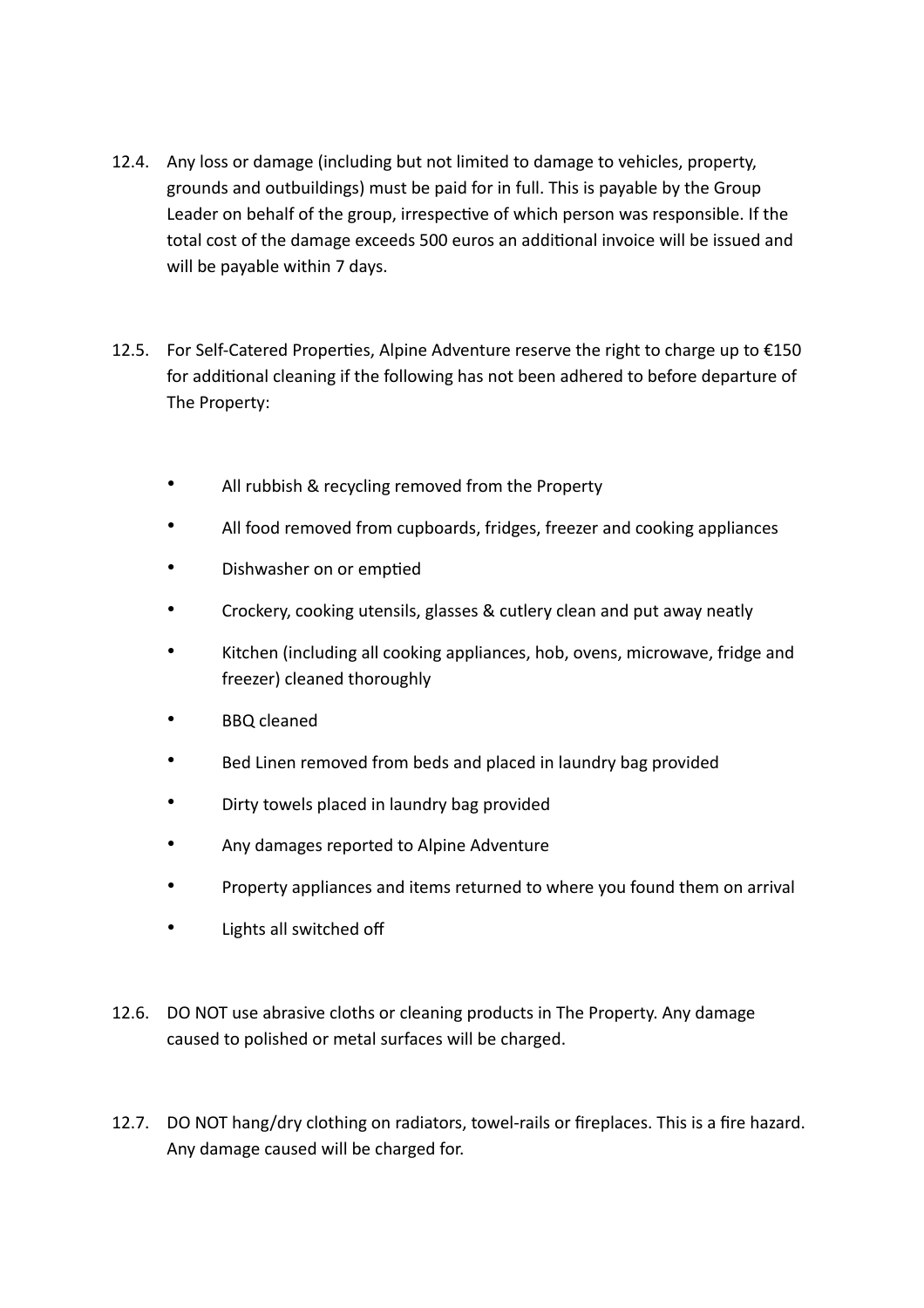12.4. Any loss or damage (including but not limited to damage to vehicles, property, grounds and outbuildings) must be paid for in full. This is payable by the Group Leader on behalf of the group, irrespective of which person was responsible. If the total cost of the damage exceeds 500 euros an additional invoice will be issued and will be payable within 7 days.

12.5. For Self-Catered Properties, Alpine Adventure reserve the right to charge up to €150 for additional cleaning if the following has not been adhered to before departure of The Property:

- All rubbish & recycling removed from the Property
- All food removed from cupboards, fridges, freezer and cooking appliances
- Dishwasher on or emptied
- Crockery, cooking utensils, glasses & cutlery clean and put away neatly
- Kitchen (including all cooking appliances, hob, ovens, microwave, fridge and freezer) cleaned thoroughly
- BBQ cleaned
- Bed Linen removed from beds and placed in laundry bag provided
- Dirty towels placed in laundry bag provided
- Any damages reported to Alpine Adventure
- Property appliances and items returned to where you found them on arrival
- Lights all switched off

12.6. DO NOT use abrasive cloths or cleaning products in The Property. Any damage caused to polished or metal surfaces will be charged.

12.7. DO NOT hang/dry clothing on radiators, towel-rails or fireplaces. This is a fire hazard. Any damage caused will be charged for.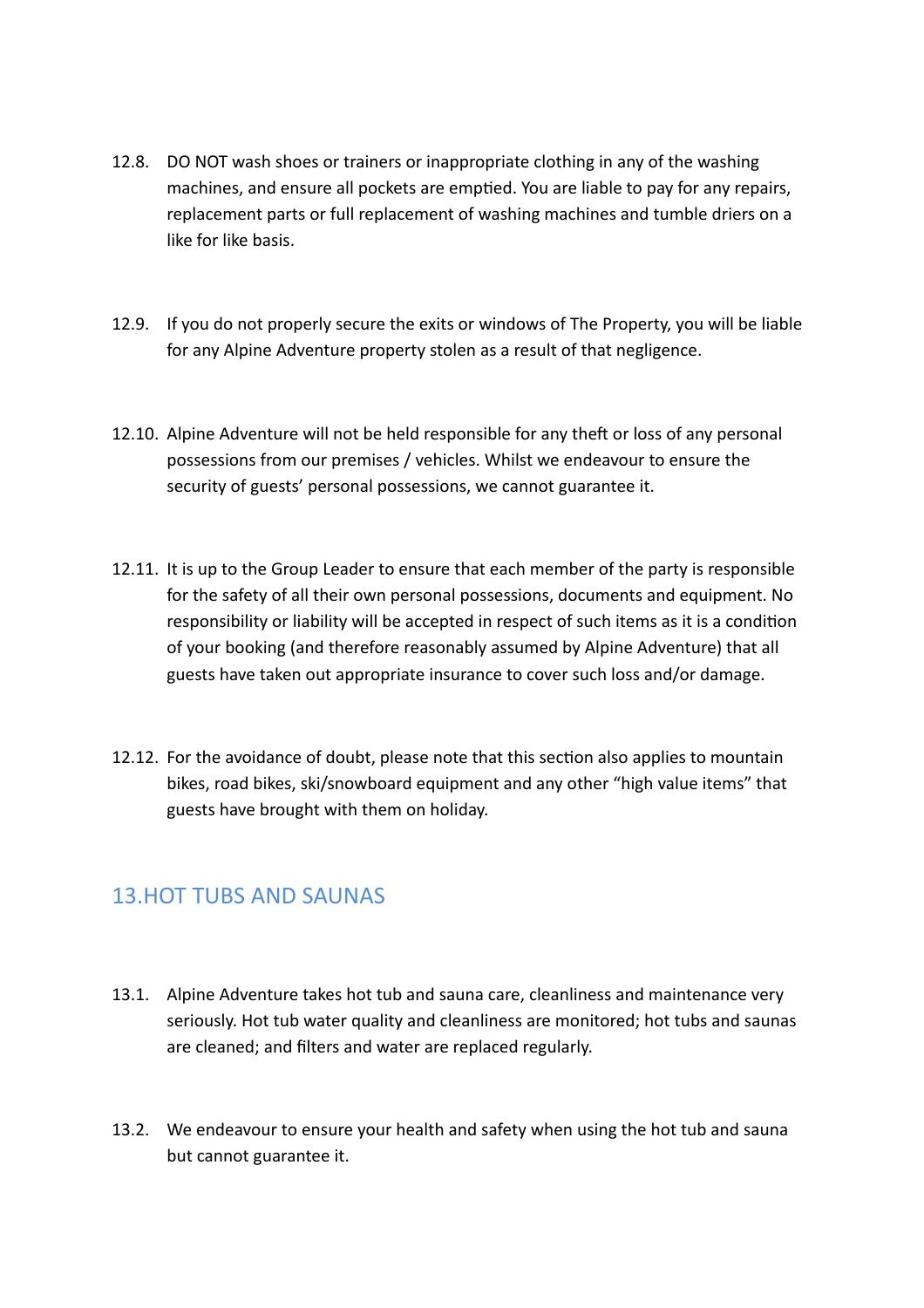12.8. DO NOT wash shoes or trainers or inappropriate clothing in any of the washing machines, and ensure all pockets are emptied. You are liable to pay for any repairs, replacement parts or full replacement of washing machines and tumble driers on a like for like basis.

12.9. If you do not properly secure the exits or windows of The Property, you will be liable for any Alpine Adventure property stolen as a result of that negligence.

12.10. Alpine Adventure will not be held responsible for any theft or loss of any personal possessions from our premises / vehicles. Whilst we endeavour to ensure the security of guests' personal possessions, we cannot guarantee it.

12.11. It is up to the Group Leader to ensure that each member of the party is responsible for the safety of all their own personal possessions, documents and equipment. No responsibility or liability will be accepted in respect of such items as it is a condition of your booking (and therefore reasonably assumed by Alpine Adventure) that all guests have taken out appropriate insurance to cover such loss and/or damage.

12.12. For the avoidance of doubt, please note that this section also applies to mountain bikes, road bikes, ski/snowboard equipment and any other "high value items" that guests have brought with them on holiday.

## 13.HOT TUBS AND SAUNAS

13.1. Alpine Adventure takes hot tub and sauna care, cleanliness and maintenance very seriously. Hot tub water quality and cleanliness are monitored; hot tubs and saunas are cleaned; and filters and water are replaced regularly.

13.2. We endeavour to ensure your health and safety when using the hot tub and sauna but cannot guarantee it.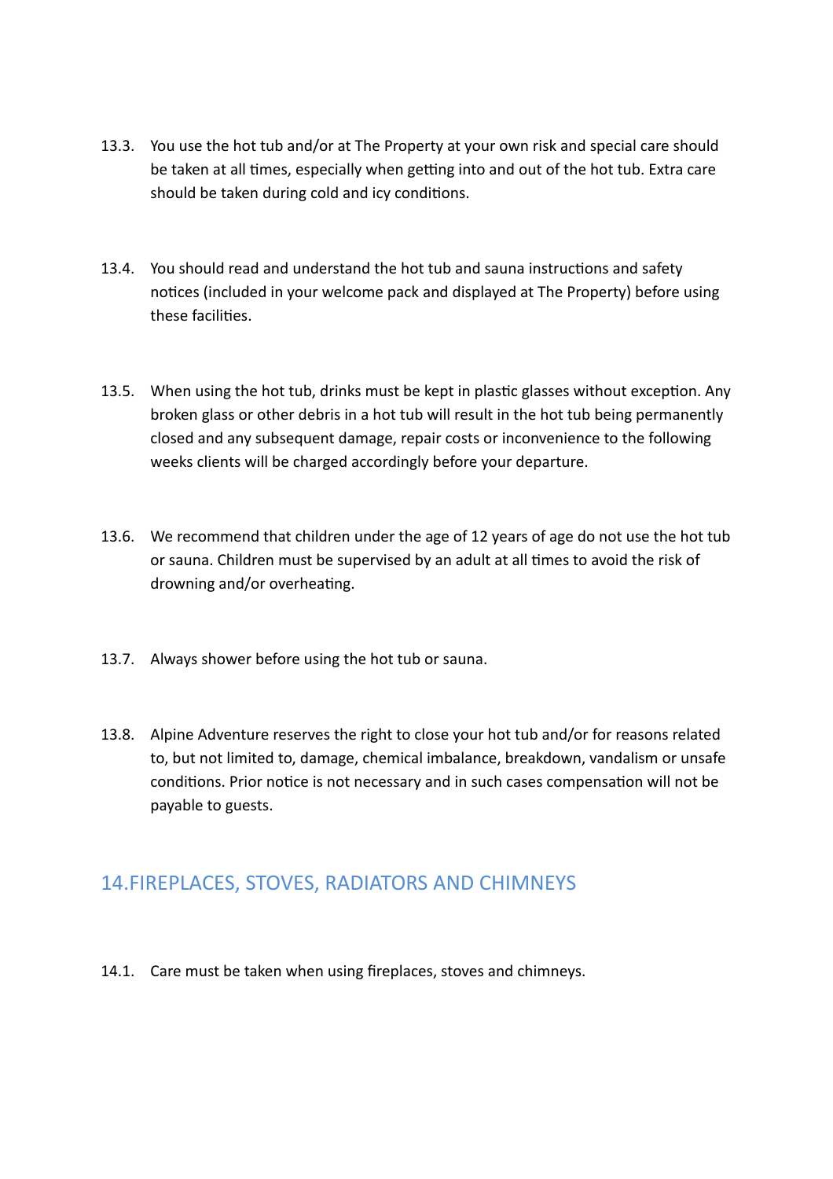13.3. You use the hot tub and/or at The Property at your own risk and special care should be taken at all times, especially when getting into and out of the hot tub. Extra care should be taken during cold and icy conditions.

13.4. You should read and understand the hot tub and sauna instructions and safety notices (included in your welcome pack and displayed at The Property) before using these facilities.

13.5. When using the hot tub, drinks must be kept in plastic glasses without exception. Any broken glass or other debris in a hot tub will result in the hot tub being permanently closed and any subsequent damage, repair costs or inconvenience to the following weeks clients will be charged accordingly before your departure.

13.6. We recommend that children under the age of 12 years of age do not use the hot tub or sauna. Children must be supervised by an adult at all times to avoid the risk of drowning and/or overheating.

13.7. Always shower before using the hot tub or sauna.

13.8. Alpine Adventure reserves the right to close your hot tub and/or for reasons related to, but not limited to, damage, chemical imbalance, breakdown, vandalism or unsafe conditions. Prior notice is not necessary and in such cases compensation will not be payable to guests.

## 14. FIREPLACES, STOVES, RADIATORS AND CHIMNEYS

14.1. Care must be taken when using fireplaces, stoves and chimneys.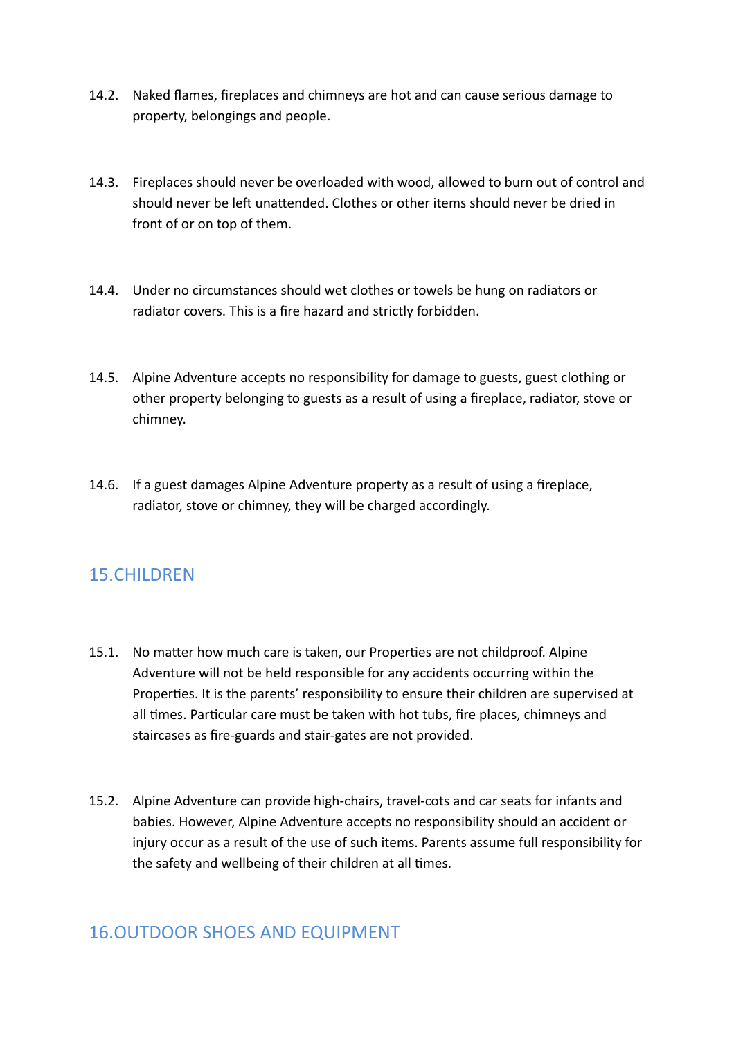14.2. Naked flames, fireplaces and chimneys are hot and can cause serious damage to property, belongings and people.

14.3. Fireplaces should never be overloaded with wood, allowed to burn out of control and should never be left unattended. Clothes or other items should never be dried in front of or on top of them.

14.4. Under no circumstances should wet clothes or towels be hung on radiators or radiator covers. This is a fire hazard and strictly forbidden.

14.5. Alpine Adventure accepts no responsibility for damage to guests, guest clothing or other property belonging to guests as a result of using a fireplace, radiator, stove or chimney.

14.6. If a guest damages Alpine Adventure property as a result of using a fireplace, radiator, stove or chimney, they will be charged accordingly.

## 15.CHILDREN

15.1. No matter how much care is taken, our Properties are not childproof. Alpine Adventure will not be held responsible for any accidents occurring within the Properties. It is the parents' responsibility to ensure their children are supervised at all times. Particular care must be taken with hot tubs, fire places, chimneys and staircases as fire-guards and stair-gates are not provided.

15.2. Alpine Adventure can provide high-chairs, travel-cots and car seats for infants and babies. However, Alpine Adventure accepts no responsibility should an accident or injury occur as a result of the use of such items. Parents assume full responsibility for the safety and wellbeing of their children at all times.

## 16.OUTDOOR SHOES AND EQUIPMENT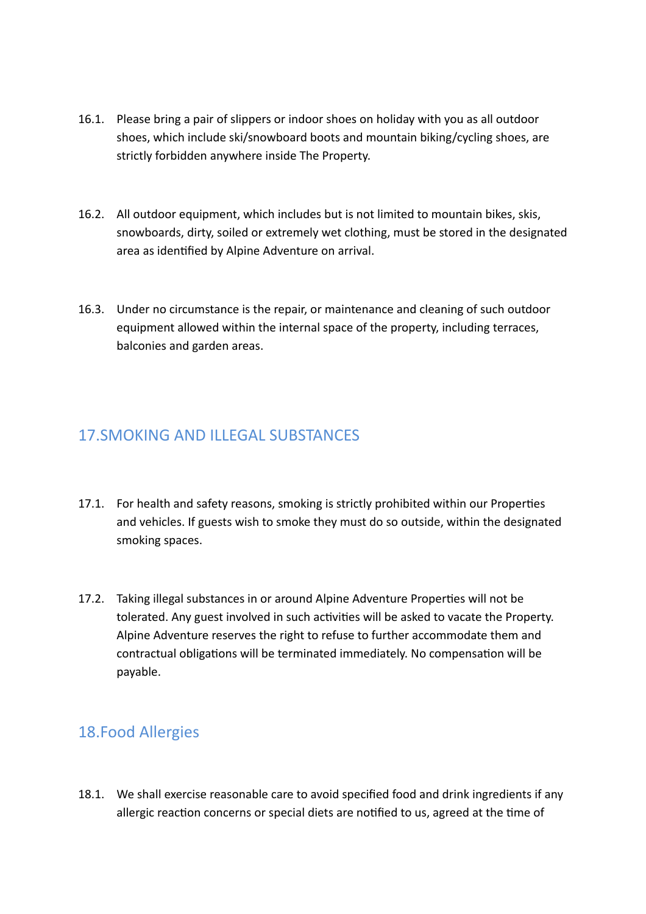16.1. Please bring a pair of slippers or indoor shoes on holiday with you as all outdoor shoes, which include ski/snowboard boots and mountain biking/cycling shoes, are strictly forbidden anywhere inside The Property.

16.2. All outdoor equipment, which includes but is not limited to mountain bikes, skis, snowboards, dirty, soiled or extremely wet clothing, must be stored in the designated area as identified by Alpine Adventure on arrival.

16.3. Under no circumstance is the repair, or maintenance and cleaning of such outdoor equipment allowed within the internal space of the property, including terraces, balconies and garden areas.

## 17.SMOKING AND ILLEGAL SUBSTANCES

17.1. For health and safety reasons, smoking is strictly prohibited within our Properties and vehicles. If guests wish to smoke they must do so outside, within the designated smoking spaces.

17.2. Taking illegal substances in or around Alpine Adventure Properties will not be tolerated. Any guest involved in such activities will be asked to vacate the Property. Alpine Adventure reserves the right to refuse to further accommodate them and contractual obligations will be terminated immediately. No compensation will be payable.

## 18.Food Allergies

18.1. We shall exercise reasonable care to avoid specified food and drink ingredients if any allergic reaction concerns or special diets are notified to us, agreed at the time of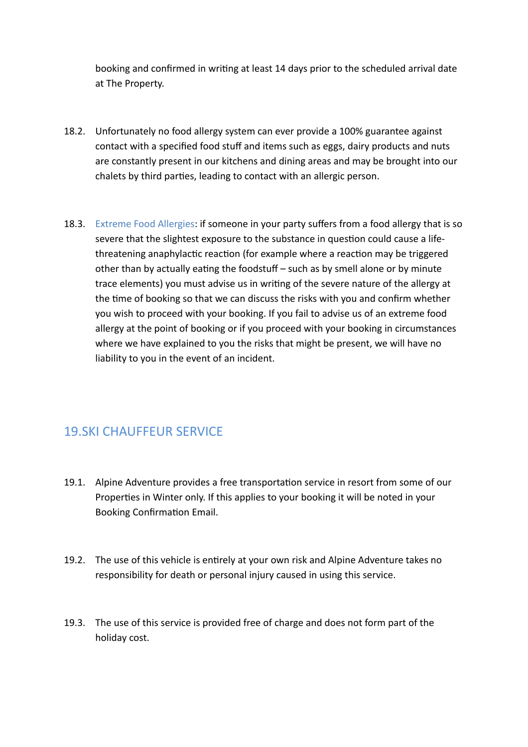booking and confirmed in writing at least 14 days prior to the scheduled arrival date at The Property.

18.2. Unfortunately no food allergy system can ever provide a 100% guarantee against contact with a specified food stuff and items such as eggs, dairy products and nuts are constantly present in our kitchens and dining areas and may be brought into our chalets by third parties, leading to contact with an allergic person.

18.3. Extreme Food Allergies: if someone in your party suffers from a food allergy that is so severe that the slightest exposure to the substance in question could cause a life-threatening anaphylactic reaction (for example where a reaction may be triggered other than by actually eating the foodstuff – such as by smell alone or by minute trace elements) you must advise us in writing of the severe nature of the allergy at the time of booking so that we can discuss the risks with you and confirm whether you wish to proceed with your booking. If you fail to advise us of an extreme food allergy at the point of booking or if you proceed with your booking in circumstances where we have explained to you the risks that might be present, we will have no liability to you in the event of an incident.

## 19. SKI CHAUFFEUR SERVICE

19.1. Alpine Adventure provides a free transportation service in resort from some of our Properties in Winter only. If this applies to your booking it will be noted in your Booking Confirmation Email.

19.2. The use of this vehicle is entirely at your own risk and Alpine Adventure takes no responsibility for death or personal injury caused in using this service.

19.3. The use of this service is provided free of charge and does not form part of the holiday cost.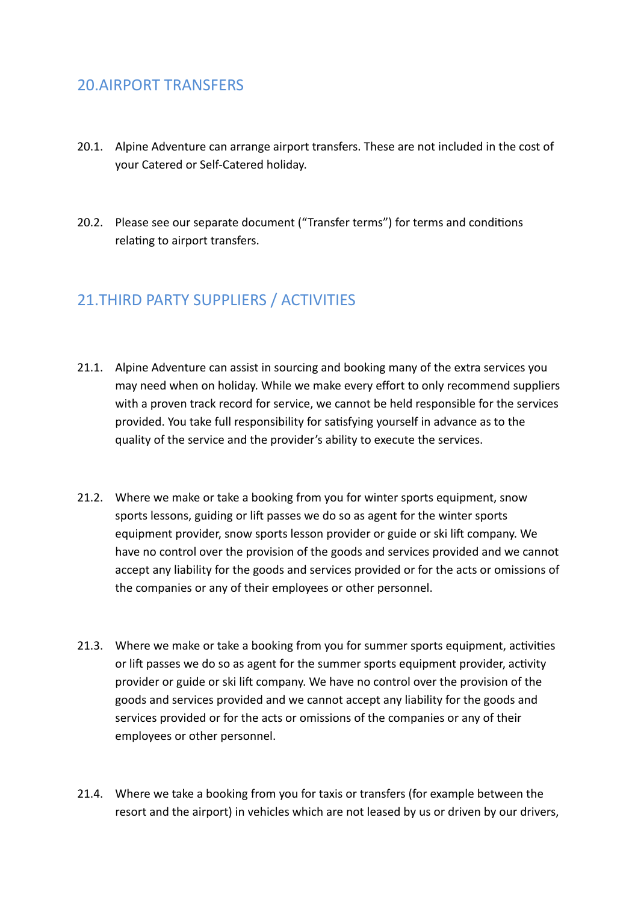## 20.AIRPORT TRANSFERS

20.1. Alpine Adventure can arrange airport transfers. These are not included in the cost of your Catered or Self-Catered holiday.

20.2. Please see our separate document ("Transfer terms") for terms and conditions relating to airport transfers.

## 21.THIRD PARTY SUPPLIERS / ACTIVITIES

21.1. Alpine Adventure can assist in sourcing and booking many of the extra services you may need when on holiday. While we make every effort to only recommend suppliers with a proven track record for service, we cannot be held responsible for the services provided. You take full responsibility for satisfying yourself in advance as to the quality of the service and the provider's ability to execute the services.

21.2. Where we make or take a booking from you for winter sports equipment, snow sports lessons, guiding or lift passes we do so as agent for the winter sports equipment provider, snow sports lesson provider or guide or ski lift company. We have no control over the provision of the goods and services provided and we cannot accept any liability for the goods and services provided or for the acts or omissions of the companies or any of their employees or other personnel.

21.3. Where we make or take a booking from you for summer sports equipment, activities or lift passes we do so as agent for the summer sports equipment provider, activity provider or guide or ski lift company. We have no control over the provision of the goods and services provided and we cannot accept any liability for the goods and services provided or for the acts or omissions of the companies or any of their employees or other personnel.

21.4. Where we take a booking from you for taxis or transfers (for example between the resort and the airport) in vehicles which are not leased by us or driven by our drivers,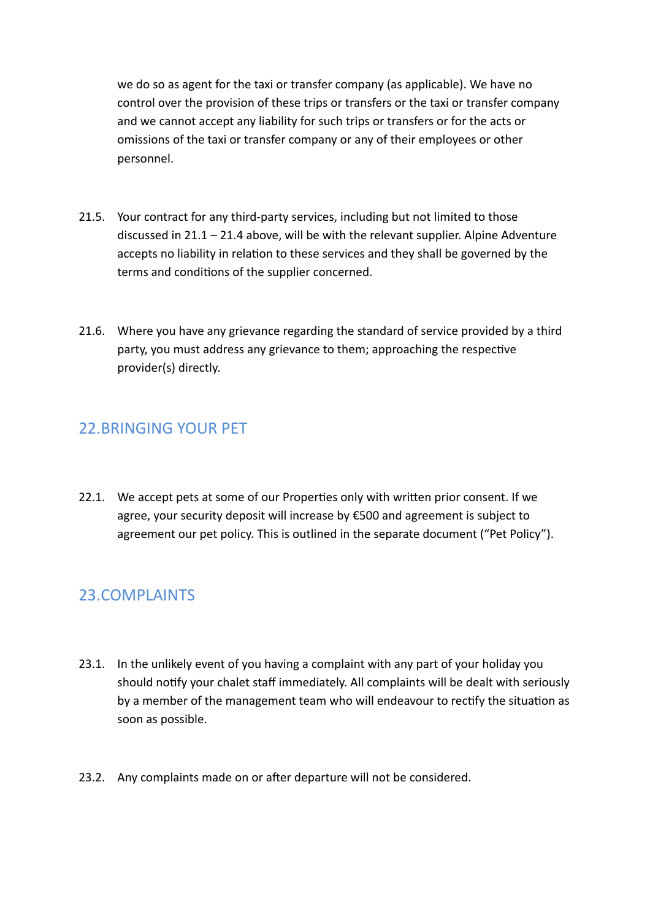we do so as agent for the taxi or transfer company (as applicable). We have no control over the provision of these trips or transfers or the taxi or transfer company and we cannot accept any liability for such trips or transfers or for the acts or omissions of the taxi or transfer company or any of their employees or other personnel.

21.5. Your contract for any third-party services, including but not limited to those discussed in 21.1 – 21.4 above, will be with the relevant supplier. Alpine Adventure accepts no liability in relation to these services and they shall be governed by the terms and conditions of the supplier concerned.

21.6. Where you have any grievance regarding the standard of service provided by a third party, you must address any grievance to them; approaching the respective provider(s) directly.

## 22.BRINGING YOUR PET

22.1. We accept pets at some of our Properties only with written prior consent. If we agree, your security deposit will increase by €500 and agreement is subject to agreement our pet policy. This is outlined in the separate document ("Pet Policy").

## 23.COMPLAINTS

23.1. In the unlikely event of you having a complaint with any part of your holiday you should notify your chalet staff immediately. All complaints will be dealt with seriously by a member of the management team who will endeavour to rectify the situation as soon as possible.

23.2. Any complaints made on or after departure will not be considered.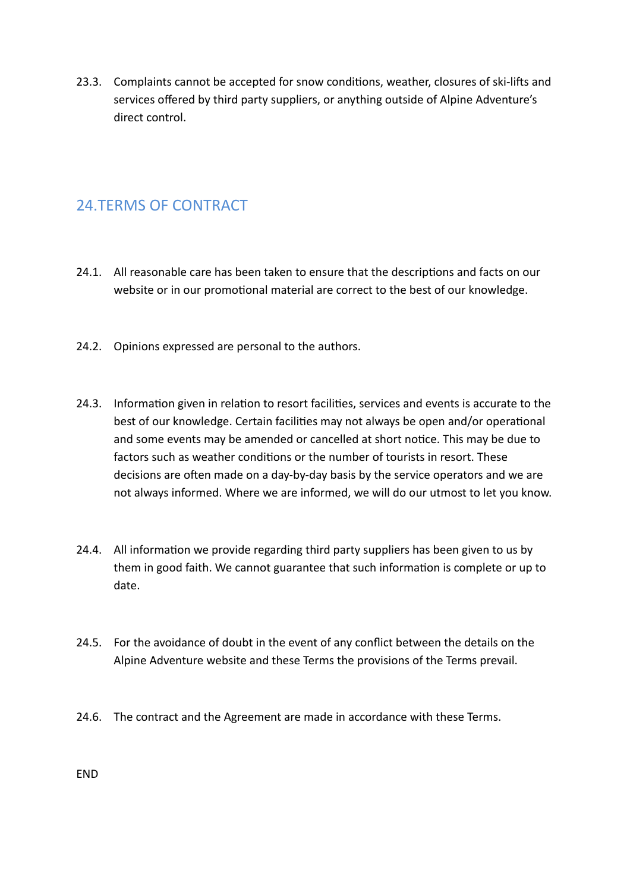23.3. Complaints cannot be accepted for snow conditions, weather, closures of ski-lifts and services offered by third party suppliers, or anything outside of Alpine Adventure's direct control.

## 24. TERMS OF CONTRACT

24.1. All reasonable care has been taken to ensure that the descriptions and facts on our website or in our promotional material are correct to the best of our knowledge.

24.2. Opinions expressed are personal to the authors.

24.3. Information given in relation to resort facilities, services and events is accurate to the best of our knowledge. Certain facilities may not always be open and/or operational and some events may be amended or cancelled at short notice. This may be due to factors such as weather conditions or the number of tourists in resort. These decisions are often made on a day-by-day basis by the service operators and we are not always informed. Where we are informed, we will do our utmost to let you know.

24.4. All information we provide regarding third party suppliers has been given to us by them in good faith. We cannot guarantee that such information is complete or up to date.

24.5. For the avoidance of doubt in the event of any conflict between the details on the Alpine Adventure website and these Terms the provisions of the Terms prevail.

24.6. The contract and the Agreement are made in accordance with these Terms.

END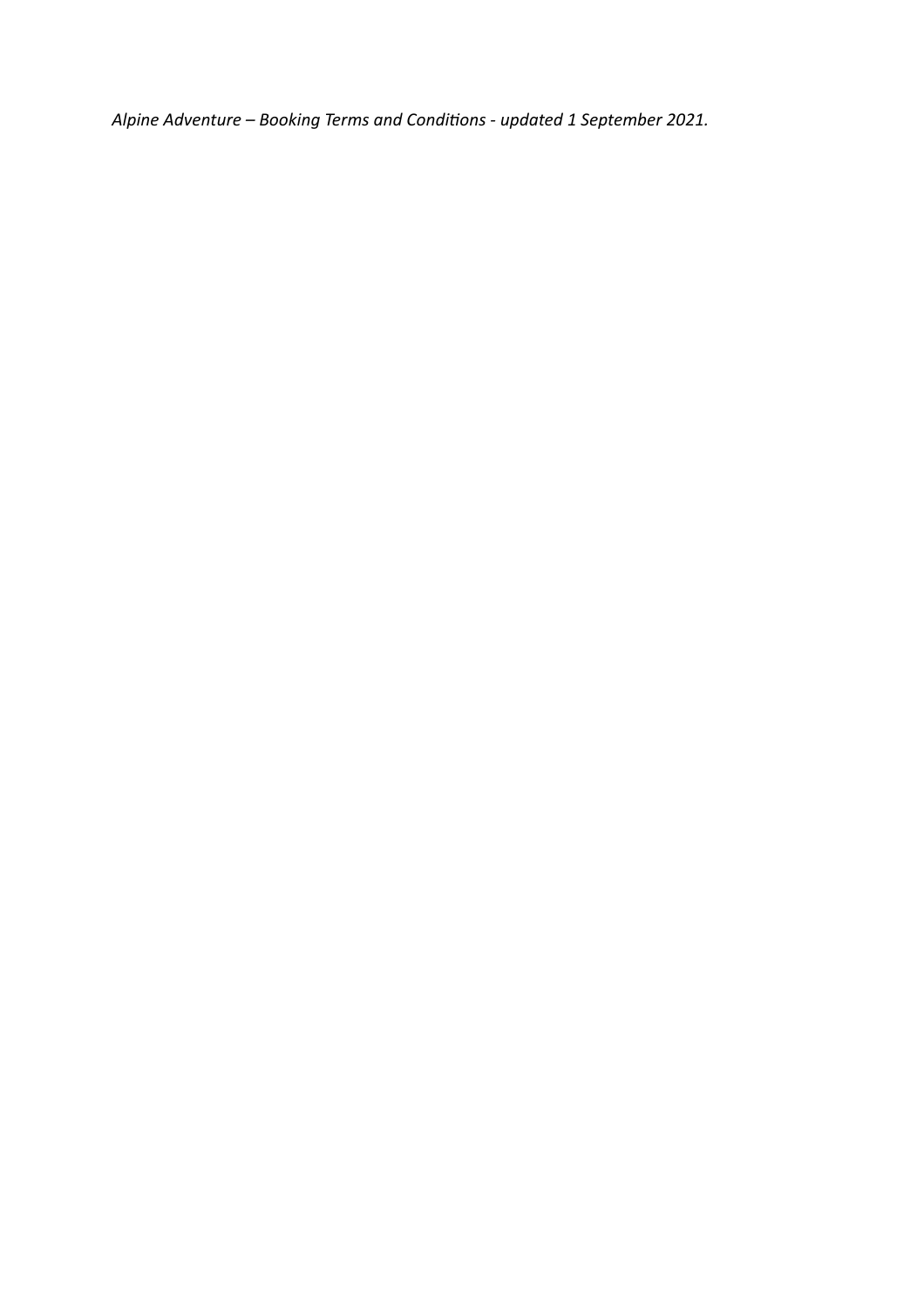*Alpine Adventure – Booking Terms and Conditions - updated 1 September 2021.*